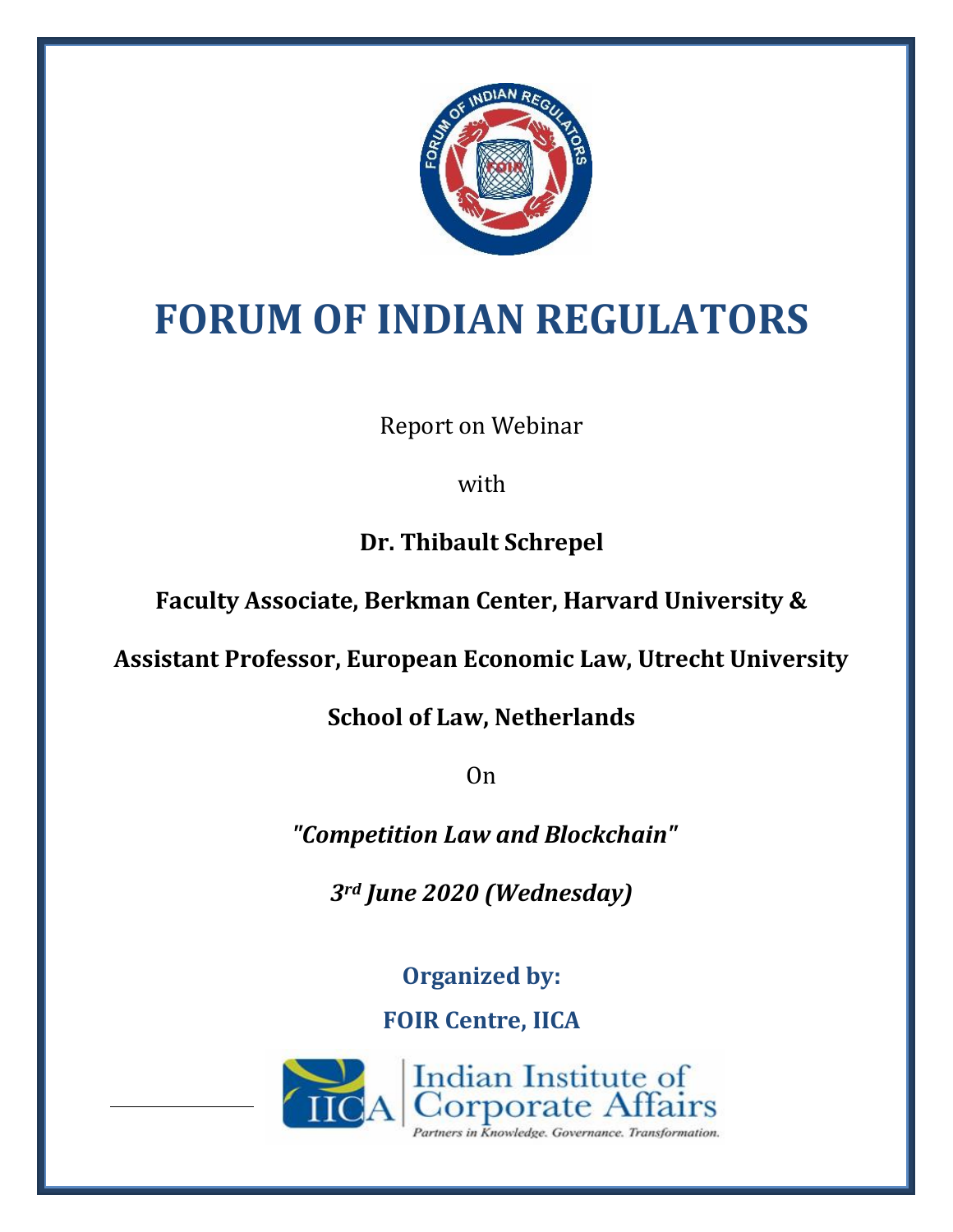# FORUM OF INDIAN REGULATORS

Report on Webinar

with

**Dr. Thibault Schrepel**

**Faculty Associate, Berkman Center, Harvard University &**

**Assistant Professor, European Economic Law, Utrecht University**

**School of Law, Netherlands**

On

***"Competition Law and Blockchain"***

***3rd June 2020 (Wednesday)***

**Organized by:**

**FOIR Centre, IICA**

Indian Institute of Corporate Affairs

*Partners in Knowledge. Governance. Transformation.*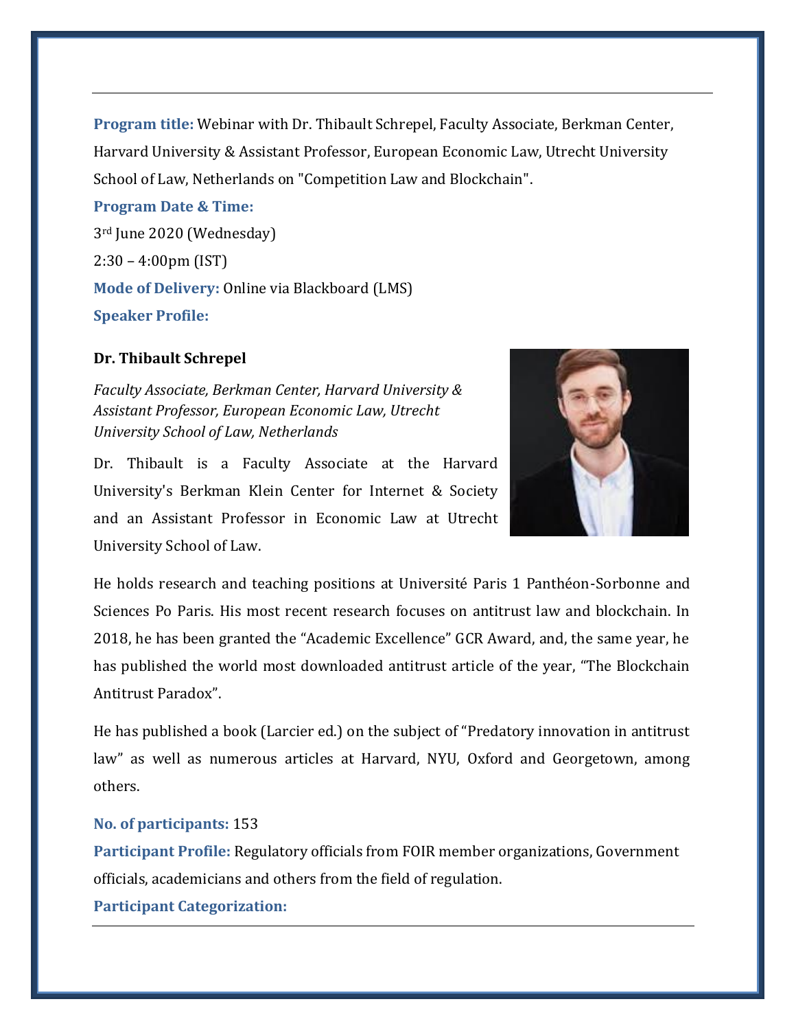**Program title:** Webinar with Dr. Thibault Schrepel, Faculty Associate, Berkman Center, Harvard University & Assistant Professor, European Economic Law, Utrecht University School of Law, Netherlands on "Competition Law and Blockchain".

**Program Date & Time:**

3rd June 2020 (Wednesday)

2:30 – 4:00pm (IST)

**Mode of Delivery:** Online via Blackboard (LMS)

**Speaker Profile:**

**Dr. Thibault Schrepel**

*Faculty Associate, Berkman Center, Harvard University & Assistant Professor, European Economic Law, Utrecht University School of Law, Netherlands*

Dr. Thibault is a Faculty Associate at the Harvard University's Berkman Klein Center for Internet & Society and an Assistant Professor in Economic Law at Utrecht University School of Law.

He holds research and teaching positions at Université Paris 1 Panthéon-Sorbonne and Sciences Po Paris. His most recent research focuses on antitrust law and blockchain. In 2018, he has been granted the "Academic Excellence" GCR Award, and, the same year, he has published the world most downloaded antitrust article of the year, "The Blockchain Antitrust Paradox".

He has published a book (Larcier ed.) on the subject of "Predatory innovation in antitrust law" as well as numerous articles at Harvard, NYU, Oxford and Georgetown, among others.

**No. of participants:** 153

**Participant Profile:** Regulatory officials from FOIR member organizations, Government officials, academicians and others from the field of regulation.

**Participant Categorization:**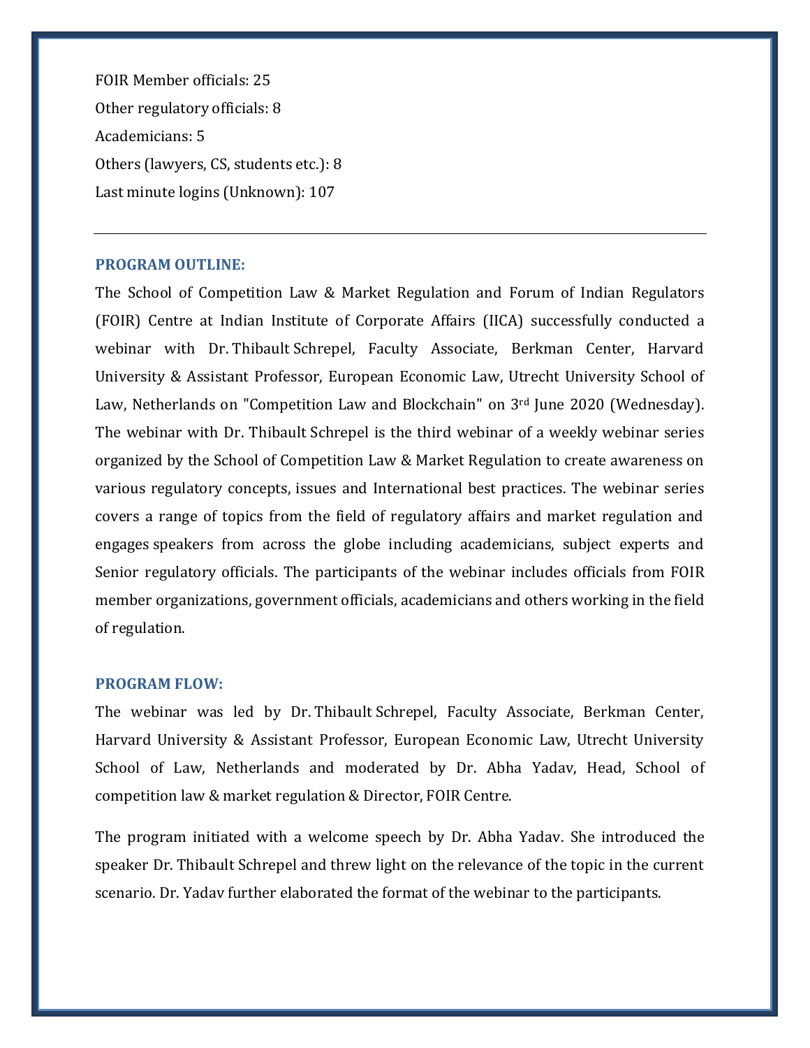FOIR Member officials: 25

Other regulatory officials: 8

Academicians: 5

Others (lawyers, CS, students etc.): 8

Last minute logins (Unknown): 107

---

### PROGRAM OUTLINE:

The School of Competition Law & Market Regulation and Forum of Indian Regulators (FOIR) Centre at Indian Institute of Corporate Affairs (IICA) successfully conducted a webinar with Dr. Thibault Schrepel, Faculty Associate, Berkman Center, Harvard University & Assistant Professor, European Economic Law, Utrecht University School of Law, Netherlands on "Competition Law and Blockchain" on 3rd June 2020 (Wednesday). The webinar with Dr. Thibault Schrepel is the third webinar of a weekly webinar series organized by the School of Competition Law & Market Regulation to create awareness on various regulatory concepts, issues and International best practices. The webinar series covers a range of topics from the field of regulatory affairs and market regulation and engages speakers from across the globe including academicians, subject experts and Senior regulatory officials. The participants of the webinar includes officials from FOIR member organizations, government officials, academicians and others working in the field of regulation.

### PROGRAM FLOW:

The webinar was led by Dr. Thibault Schrepel, Faculty Associate, Berkman Center, Harvard University & Assistant Professor, European Economic Law, Utrecht University School of Law, Netherlands and moderated by Dr. Abha Yadav, Head, School of competition law & market regulation & Director, FOIR Centre.

The program initiated with a welcome speech by Dr. Abha Yadav. She introduced the speaker Dr. Thibault Schrepel and threw light on the relevance of the topic in the current scenario. Dr. Yadav further elaborated the format of the webinar to the participants.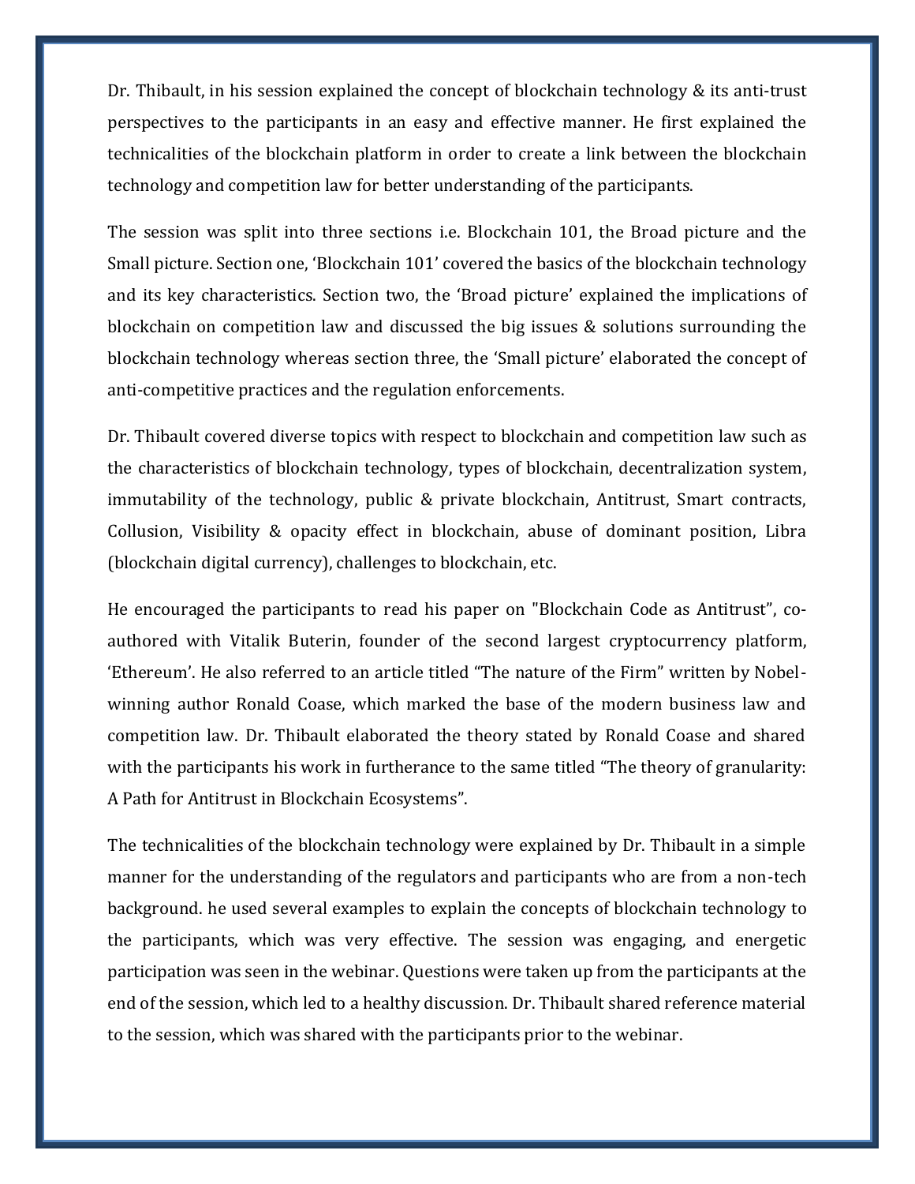Dr. Thibault, in his session explained the concept of blockchain technology & its anti-trust perspectives to the participants in an easy and effective manner. He first explained the technicalities of the blockchain platform in order to create a link between the blockchain technology and competition law for better understanding of the participants.

The session was split into three sections i.e. Blockchain 101, the Broad picture and the Small picture. Section one, 'Blockchain 101' covered the basics of the blockchain technology and its key characteristics. Section two, the 'Broad picture' explained the implications of blockchain on competition law and discussed the big issues & solutions surrounding the blockchain technology whereas section three, the 'Small picture' elaborated the concept of anti-competitive practices and the regulation enforcements.

Dr. Thibault covered diverse topics with respect to blockchain and competition law such as the characteristics of blockchain technology, types of blockchain, decentralization system, immutability of the technology, public & private blockchain, Antitrust, Smart contracts, Collusion, Visibility & opacity effect in blockchain, abuse of dominant position, Libra (blockchain digital currency), challenges to blockchain, etc.

He encouraged the participants to read his paper on "Blockchain Code as Antitrust", co-authored with Vitalik Buterin, founder of the second largest cryptocurrency platform, 'Ethereum'. He also referred to an article titled "The nature of the Firm" written by Nobel-winning author Ronald Coase, which marked the base of the modern business law and competition law. Dr. Thibault elaborated the theory stated by Ronald Coase and shared with the participants his work in furtherance to the same titled "The theory of granularity: A Path for Antitrust in Blockchain Ecosystems".

The technicalities of the blockchain technology were explained by Dr. Thibault in a simple manner for the understanding of the regulators and participants who are from a non-tech background. he used several examples to explain the concepts of blockchain technology to the participants, which was very effective. The session was engaging, and energetic participation was seen in the webinar. Questions were taken up from the participants at the end of the session, which led to a healthy discussion. Dr. Thibault shared reference material to the session, which was shared with the participants prior to the webinar.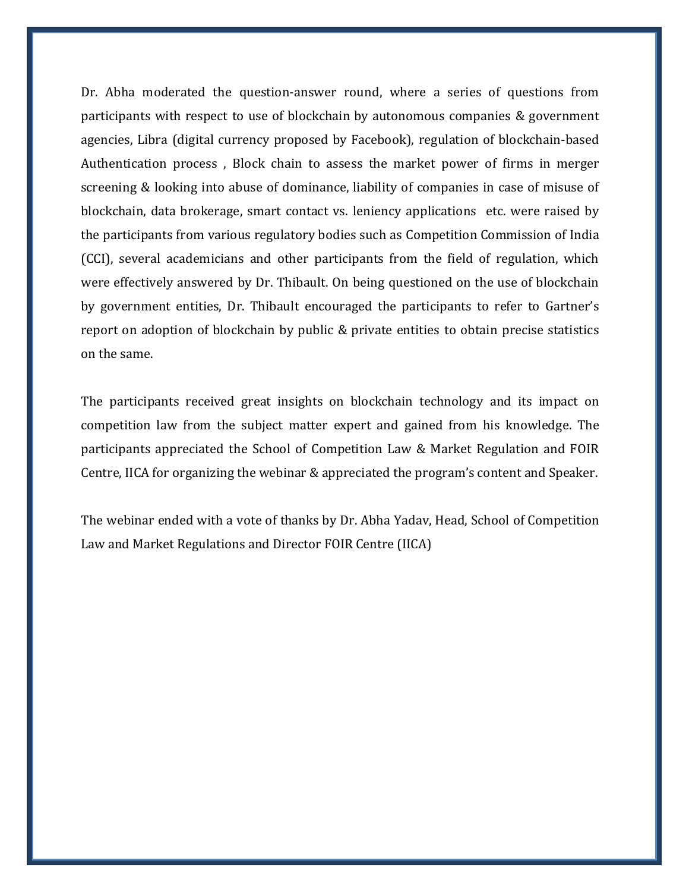Dr. Abha moderated the question-answer round, where a series of questions from participants with respect to use of blockchain by autonomous companies & government agencies, Libra (digital currency proposed by Facebook), regulation of blockchain-based Authentication process , Block chain to assess the market power of firms in merger screening & looking into abuse of dominance, liability of companies in case of misuse of blockchain, data brokerage, smart contact vs. leniency applications etc. were raised by the participants from various regulatory bodies such as Competition Commission of India (CCI), several academicians and other participants from the field of regulation, which were effectively answered by Dr. Thibault. On being questioned on the use of blockchain by government entities, Dr. Thibault encouraged the participants to refer to Gartner's report on adoption of blockchain by public & private entities to obtain precise statistics on the same.

The participants received great insights on blockchain technology and its impact on competition law from the subject matter expert and gained from his knowledge. The participants appreciated the School of Competition Law & Market Regulation and FOIR Centre, IICA for organizing the webinar & appreciated the program's content and Speaker.

The webinar ended with a vote of thanks by Dr. Abha Yadav, Head, School of Competition Law and Market Regulations and Director FOIR Centre (IICA)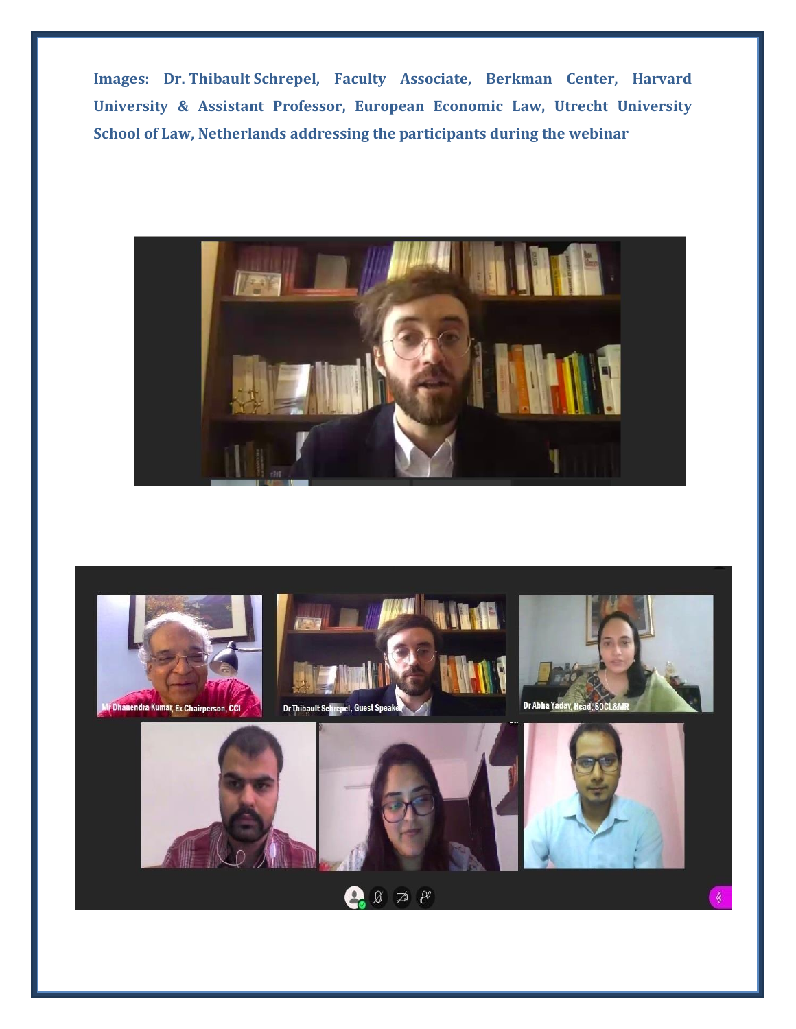**Images: Dr. Thibault Schrepel, Faculty Associate, Berkman Center, Harvard University & Assistant Professor, European Economic Law, Utrecht University School of Law, Netherlands addressing the participants during the webinar**